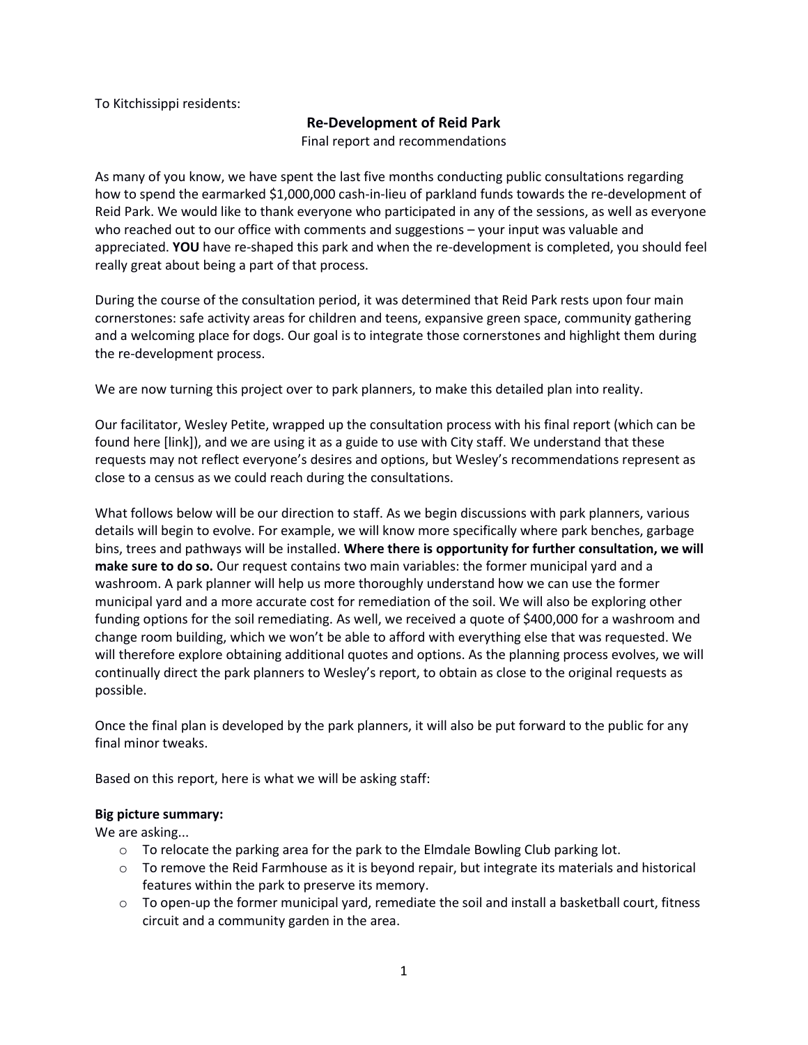To Kitchissippi residents:

# Re-Development of Reid Park

Final report and recommendations

As many of you know, we have spent the last five months conducting public consultations regarding how to spend the earmarked $1,000,000 cash-in-lieu of parkland funds towards the re-development of Reid Park. We would like to thank everyone who participated in any of the sessions, as well as everyone who reached out to our office with comments and suggestions – your input was valuable and appreciated. **YOU** have re-shaped this park and when the re-development is completed, you should feel really great about being a part of that process.

During the course of the consultation period, it was determined that Reid Park rests upon four main cornerstones: safe activity areas for children and teens, expansive green space, community gathering and a welcoming place for dogs. Our goal is to integrate those cornerstones and highlight them during the re-development process.

We are now turning this project over to park planners, to make this detailed plan into reality.

Our facilitator, Wesley Petite, wrapped up the consultation process with his final report (which can be found here [link]), and we are using it as a guide to use with City staff. We understand that these requests may not reflect everyone's desires and options, but Wesley's recommendations represent as close to a census as we could reach during the consultations.

What follows below will be our direction to staff. As we begin discussions with park planners, various details will begin to evolve. For example, we will know more specifically where park benches, garbage bins, trees and pathways will be installed. **Where there is opportunity for further consultation, we will make sure to do so.** Our request contains two main variables: the former municipal yard and a washroom. A park planner will help us more thoroughly understand how we can use the former municipal yard and a more accurate cost for remediation of the soil. We will also be exploring other funding options for the soil remediating. As well, we received a quote of $400,000 for a washroom and change room building, which we won't be able to afford with everything else that was requested. We will therefore explore obtaining additional quotes and options. As the planning process evolves, we will continually direct the park planners to Wesley's report, to obtain as close to the original requests as possible.

Once the final plan is developed by the park planners, it will also be put forward to the public for any final minor tweaks.

Based on this report, here is what we will be asking staff:

**Big picture summary:**

We are asking...

- To relocate the parking area for the park to the Elmdale Bowling Club parking lot.
- To remove the Reid Farmhouse as it is beyond repair, but integrate its materials and historical features within the park to preserve its memory.
- To open-up the former municipal yard, remediate the soil and install a basketball court, fitness circuit and a community garden in the area.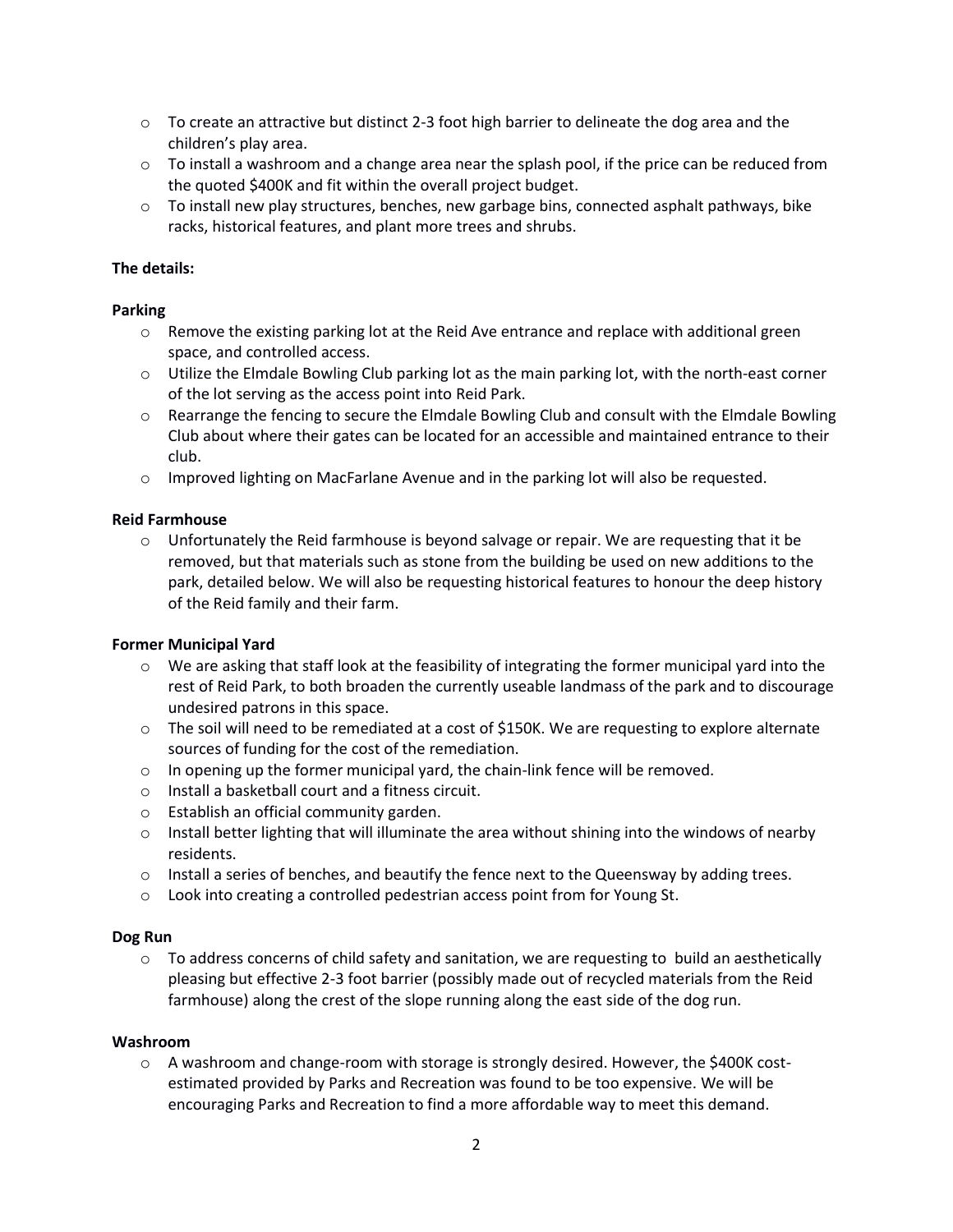- To create an attractive but distinct 2-3 foot high barrier to delineate the dog area and the children's play area.
- To install a washroom and a change area near the splash pool, if the price can be reduced from the quoted $400K and fit within the overall project budget.
- To install new play structures, benches, new garbage bins, connected asphalt pathways, bike racks, historical features, and plant more trees and shrubs.

**The details:**

**Parking**

- Remove the existing parking lot at the Reid Ave entrance and replace with additional green space, and controlled access.
- Utilize the Elmdale Bowling Club parking lot as the main parking lot, with the north-east corner of the lot serving as the access point into Reid Park.
- Rearrange the fencing to secure the Elmdale Bowling Club and consult with the Elmdale Bowling Club about where their gates can be located for an accessible and maintained entrance to their club.
- Improved lighting on MacFarlane Avenue and in the parking lot will also be requested.

**Reid Farmhouse**

- Unfortunately the Reid farmhouse is beyond salvage or repair. We are requesting that it be removed, but that materials such as stone from the building be used on new additions to the park, detailed below. We will also be requesting historical features to honour the deep history of the Reid family and their farm.

**Former Municipal Yard**

- We are asking that staff look at the feasibility of integrating the former municipal yard into the rest of Reid Park, to both broaden the currently useable landmass of the park and to discourage undesired patrons in this space.
- The soil will need to be remediated at a cost of $150K. We are requesting to explore alternate sources of funding for the cost of the remediation.
- In opening up the former municipal yard, the chain-link fence will be removed.
- Install a basketball court and a fitness circuit.
- Establish an official community garden.
- Install better lighting that will illuminate the area without shining into the windows of nearby residents.
- Install a series of benches, and beautify the fence next to the Queensway by adding trees.
- Look into creating a controlled pedestrian access point from for Young St.

**Dog Run**

- To address concerns of child safety and sanitation, we are requesting to build an aesthetically pleasing but effective 2-3 foot barrier (possibly made out of recycled materials from the Reid farmhouse) along the crest of the slope running along the east side of the dog run.

**Washroom**

- A washroom and change-room with storage is strongly desired. However, the $400K cost-estimated provided by Parks and Recreation was found to be too expensive. We will be encouraging Parks and Recreation to find a more affordable way to meet this demand.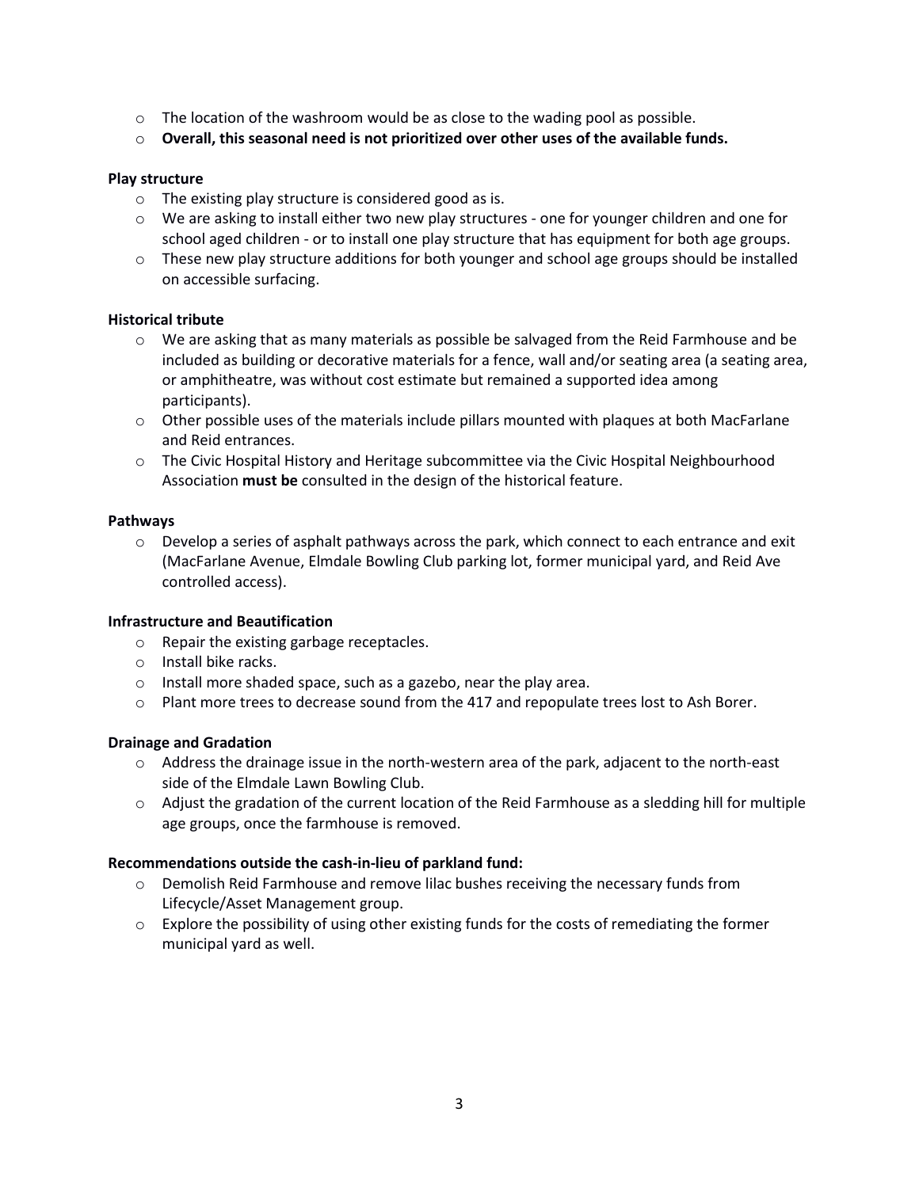- The location of the washroom would be as close to the wading pool as possible.
- **Overall, this seasonal need is not prioritized over other uses of the available funds.**

**Play structure**

- The existing play structure is considered good as is.
- We are asking to install either two new play structures - one for younger children and one for school aged children - or to install one play structure that has equipment for both age groups.
- These new play structure additions for both younger and school age groups should be installed on accessible surfacing.

**Historical tribute**

- We are asking that as many materials as possible be salvaged from the Reid Farmhouse and be included as building or decorative materials for a fence, wall and/or seating area (a seating area, or amphitheatre, was without cost estimate but remained a supported idea among participants).
- Other possible uses of the materials include pillars mounted with plaques at both MacFarlane and Reid entrances.
- The Civic Hospital History and Heritage subcommittee via the Civic Hospital Neighbourhood Association **must be** consulted in the design of the historical feature.

**Pathways**

- Develop a series of asphalt pathways across the park, which connect to each entrance and exit (MacFarlane Avenue, Elmdale Bowling Club parking lot, former municipal yard, and Reid Ave controlled access).

**Infrastructure and Beautification**

- Repair the existing garbage receptacles.
- Install bike racks.
- Install more shaded space, such as a gazebo, near the play area.
- Plant more trees to decrease sound from the 417 and repopulate trees lost to Ash Borer.

**Drainage and Gradation**

- Address the drainage issue in the north-western area of the park, adjacent to the north-east side of the Elmdale Lawn Bowling Club.
- Adjust the gradation of the current location of the Reid Farmhouse as a sledding hill for multiple age groups, once the farmhouse is removed.

**Recommendations outside the cash-in-lieu of parkland fund:**

- Demolish Reid Farmhouse and remove lilac bushes receiving the necessary funds from Lifecycle/Asset Management group.
- Explore the possibility of using other existing funds for the costs of remediating the former municipal yard as well.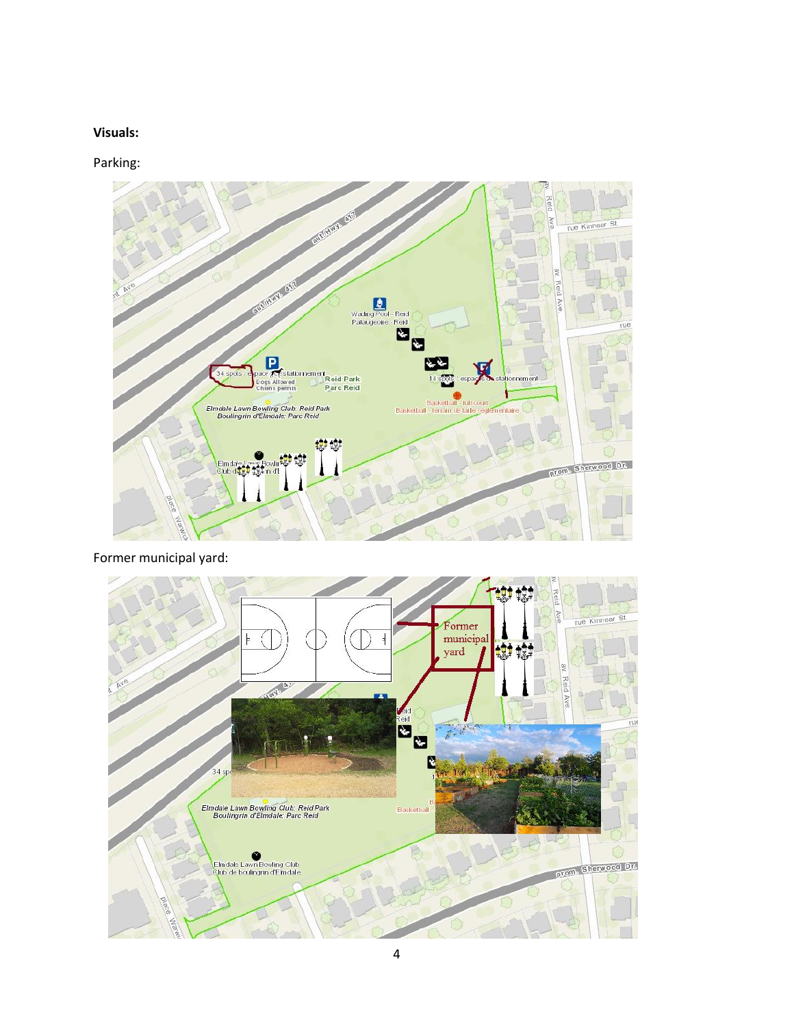**Visuals:**

Parking:

Former municipal yard: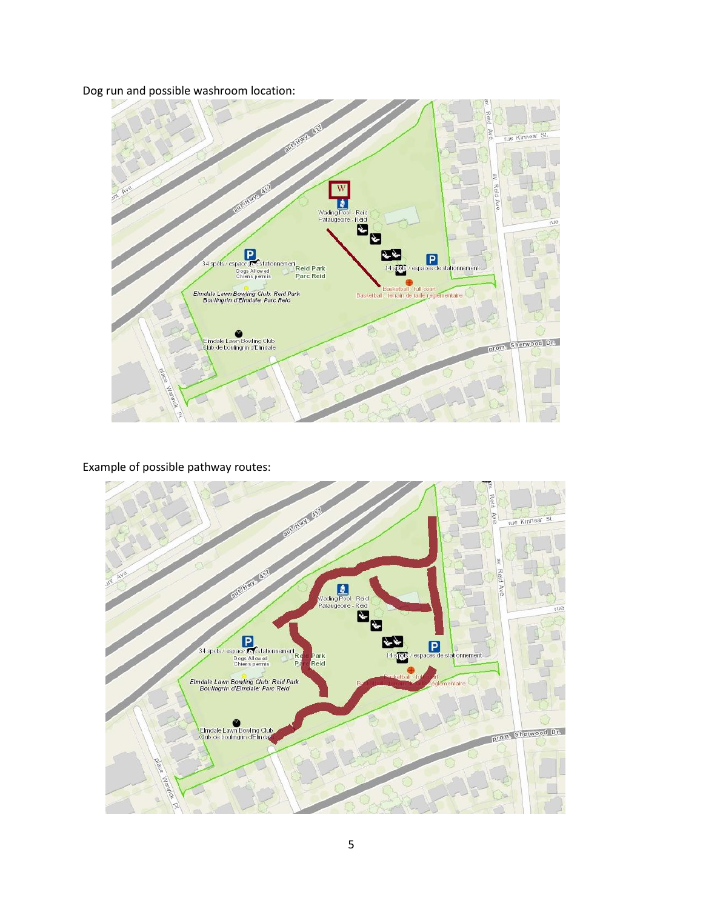Dog run and possible washroom location:

W
aut/Hwy. 417
aut/Hwy. 417
Wading Pool - Reid
Pataugeoire - Reid
34 spots / espaces de stationnement
Dogs Allowed
Chiens permis
Reid Park
Parc Reid
14 spots / espaces de stationnement
Basketball - full court
Basketball - terrain de taille réglementaire
Elmdale Lawn Bowling Club: Reid Park
Boulingrin d'Elmdale: Parc Reid
Elmdale Lawn Bowling Club
Club de boulingrin d'Elmdale
av. Reid Ave
rue Kinnear St
prom. Sherwood Dr.
place Warwick Pl.

Example of possible pathway routes:

aut/Hwy. 417
aut/Hwy. 417
Wading Pool - Reid
Pataugeoire - Reid
34 spots / espaces de stationnement
Dogs Allowed
Chiens permis
Reid Park
Parc Reid
14 spots / espaces de stationnement
Basketball - full court
Basketball - terrain de taille réglementaire
Elmdale Lawn Bowling Club: Reid Park
Boulingrin d'Elmdale: Parc Reid
Elmdale Lawn Bowling Club
Club de boulingrin d'Elmdale
av. Reid Ave
rue Kinnear St
prom. Sherwood Dr.
place Warwick Pl.